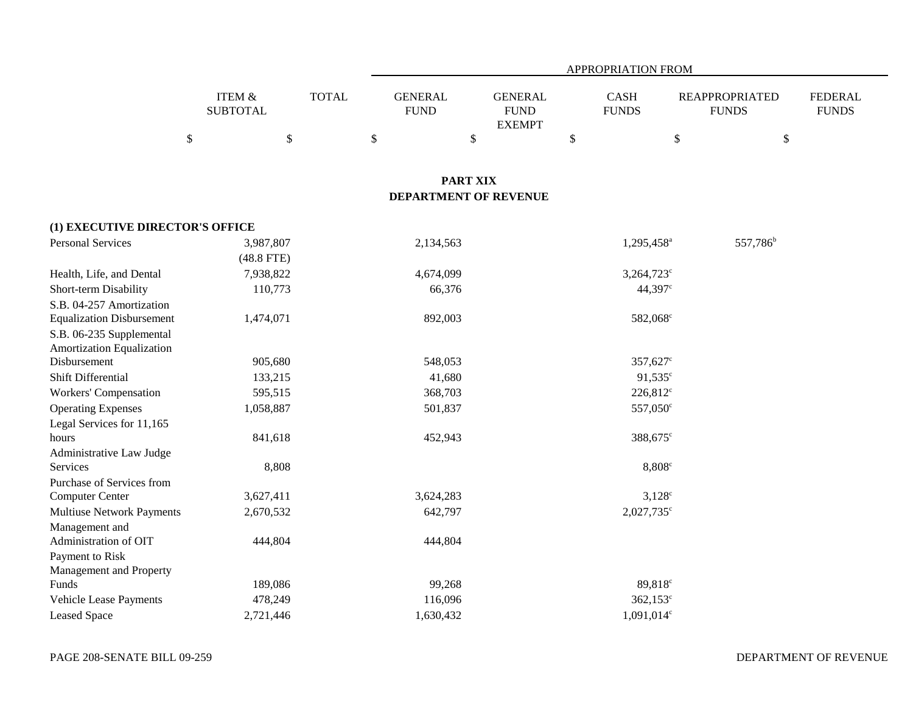| | ITEM & SUBTOTAL | TOTAL | APPROPRIATION FROM GENERAL FUND | GENERAL FUND EXEMPT | CASH FUNDS | REAPPROPRIATED FUNDS | FEDERAL FUNDS |
|---|---|---|---|---|---|---|---|
| | $ | $ | $ | $ | $ | $ | $ |

## PART XIX
## DEPARTMENT OF REVENUE

| | ITEM & SUBTOTAL | TOTAL | GENERAL FUND | GENERAL FUND EXEMPT | CASH FUNDS | REAPPROPRIATED FUNDS | FEDERAL FUNDS |
|---|---|---|---|---|---|---|---|
| **(1) EXECUTIVE DIRECTOR'S OFFICE** | | | | | | | |
| Personal Services | 3,987,807 | | 2,134,563 | | 1,295,458[a] | 557,786[b] | |
| | (48.8 FTE) | | | | | | |
| Health, Life, and Dental | 7,938,822 | | 4,674,099 | | 3,264,723[c] | | |
| Short-term Disability | 110,773 | | 66,376 | | 44,397[c] | | |
| S.B. 04-257 Amortization Equalization Disbursement | 1,474,071 | | 892,003 | | 582,068[c] | | |
| S.B. 06-235 Supplemental Amortization Equalization Disbursement | 905,680 | | 548,053 | | 357,627[c] | | |
| Shift Differential | 133,215 | | 41,680 | | 91,535[c] | | |
| Workers' Compensation | 595,515 | | 368,703 | | 226,812[c] | | |
| Operating Expenses | 1,058,887 | | 501,837 | | 557,050[c] | | |
| Legal Services for 11,165 hours | 841,618 | | 452,943 | | 388,675[c] | | |
| Administrative Law Judge Services | 8,808 | | | | 8,808[c] | | |
| Purchase of Services from Computer Center | 3,627,411 | | 3,624,283 | | 3,128[c] | | |
| Multiuse Network Payments | 2,670,532 | | 642,797 | | 2,027,735[c] | | |
| Management and Administration of OIT | 444,804 | | 444,804 | | | | |
| Payment to Risk Management and Property Funds | 189,086 | | 99,268 | | 89,818[c] | | |
| Vehicle Lease Payments | 478,249 | | 116,096 | | 362,153[c] | | |
| Leased Space | 2,721,446 | | 1,630,432 | | 1,091,014[c] | | |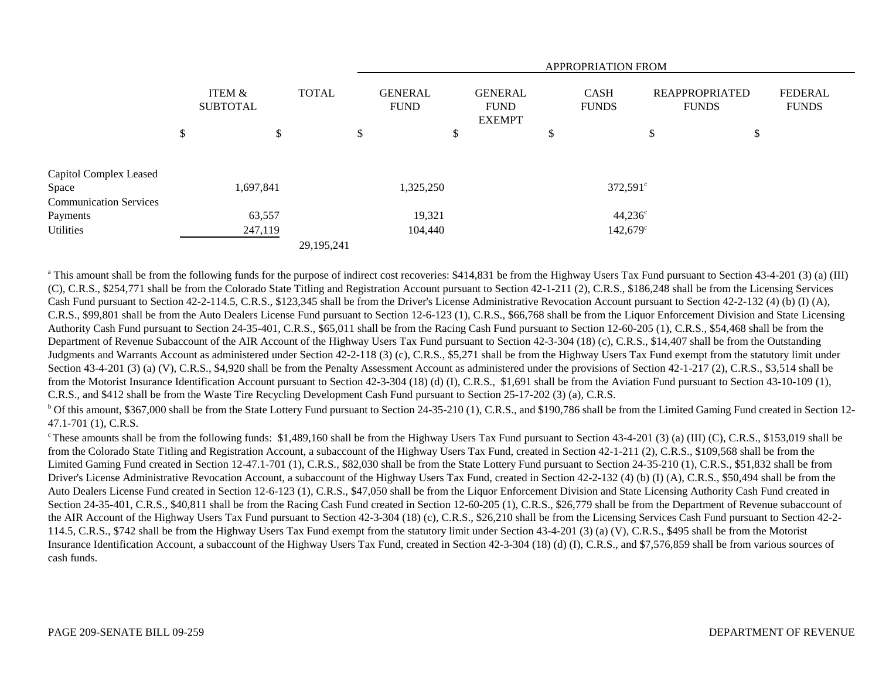| | ITEM & SUBTOTAL | TOTAL | APPROPRIATION FROM GENERAL FUND | GENERAL FUND EXEMPT | CASH FUNDS | REAPPROPRIATED FUNDS | FEDERAL FUNDS |
|---|---|---|---|---|---|---|---|
| | $ | $ | $ | $ | $ | $ | $ |
| Capitol Complex Leased Space | 1,697,841 | | 1,325,250 | | 372,591[c] | | |
| Communication Services Payments | 63,557 | | 19,321 | | 44,236[c] | | |
| Utilities | 247,119 | | 104,440 | | 142,679[c] | | |
| | | 29,195,241 | | | | | |

[a] This amount shall be from the following funds for the purpose of indirect cost recoveries: $414,831 be from the Highway Users Tax Fund pursuant to Section 43-4-201 (3) (a) (III) (C), C.R.S., $254,771 shall be from the Colorado State Titling and Registration Account pursuant to Section 42-1-211 (2), C.R.S., $186,248 shall be from the Licensing Services Cash Fund pursuant to Section 42-2-114.5, C.R.S., $123,345 shall be from the Driver's License Administrative Revocation Account pursuant to Section 42-2-132 (4) (b) (I) (A), C.R.S., $99,801 shall be from the Auto Dealers License Fund pursuant to Section 12-6-123 (1), C.R.S., $66,768 shall be from the Liquor Enforcement Division and State Licensing Authority Cash Fund pursuant to Section 24-35-401, C.R.S., $65,011 shall be from the Racing Cash Fund pursuant to Section 12-60-205 (1), C.R.S., $54,468 shall be from the Department of Revenue Subaccount of the AIR Account of the Highway Users Tax Fund pursuant to Section 42-3-304 (18) (c), C.R.S., $14,407 shall be from the Outstanding Judgments and Warrants Account as administered under Section 42-2-118 (3) (c), C.R.S., $5,271 shall be from the Highway Users Tax Fund exempt from the statutory limit under Section 43-4-201 (3) (a) (V), C.R.S., $4,920 shall be from the Penalty Assessment Account as administered under the provisions of Section 42-1-217 (2), C.R.S., $3,514 shall be from the Motorist Insurance Identification Account pursuant to Section 42-3-304 (18) (d) (I), C.R.S., $1,691 shall be from the Aviation Fund pursuant to Section 43-10-109 (1), C.R.S., and $412 shall be from the Waste Tire Recycling Development Cash Fund pursuant to Section 25-17-202 (3) (a), C.R.S.

[b] Of this amount, $367,000 shall be from the State Lottery Fund pursuant to Section 24-35-210 (1), C.R.S., and $190,786 shall be from the Limited Gaming Fund created in Section 12-47.1-701 (1), C.R.S.

[c] These amounts shall be from the following funds: $1,489,160 shall be from the Highway Users Tax Fund pursuant to Section 43-4-201 (3) (a) (III) (C), C.R.S., $153,019 shall be from the Colorado State Titling and Registration Account, a subaccount of the Highway Users Tax Fund, created in Section 42-1-211 (2), C.R.S., $109,568 shall be from the Limited Gaming Fund created in Section 12-47.1-701 (1), C.R.S., $82,030 shall be from the State Lottery Fund pursuant to Section 24-35-210 (1), C.R.S., $51,832 shall be from Driver's License Administrative Revocation Account, a subaccount of the Highway Users Tax Fund, created in Section 42-2-132 (4) (b) (I) (A), C.R.S., $50,494 shall be from the Auto Dealers License Fund created in Section 12-6-123 (1), C.R.S., $47,050 shall be from the Liquor Enforcement Division and State Licensing Authority Cash Fund created in Section 24-35-401, C.R.S., $40,811 shall be from the Racing Cash Fund created in Section 12-60-205 (1), C.R.S., $26,779 shall be from the Department of Revenue subaccount of the AIR Account of the Highway Users Tax Fund pursuant to Section 42-3-304 (18) (c), C.R.S., $26,210 shall be from the Licensing Services Cash Fund pursuant to Section 42-2-114.5, C.R.S., $742 shall be from the Highway Users Tax Fund exempt from the statutory limit under Section 43-4-201 (3) (a) (V), C.R.S., $495 shall be from the Motorist Insurance Identification Account, a subaccount of the Highway Users Tax Fund, created in Section 42-3-304 (18) (d) (I), C.R.S., and $7,576,859 shall be from various sources of cash funds.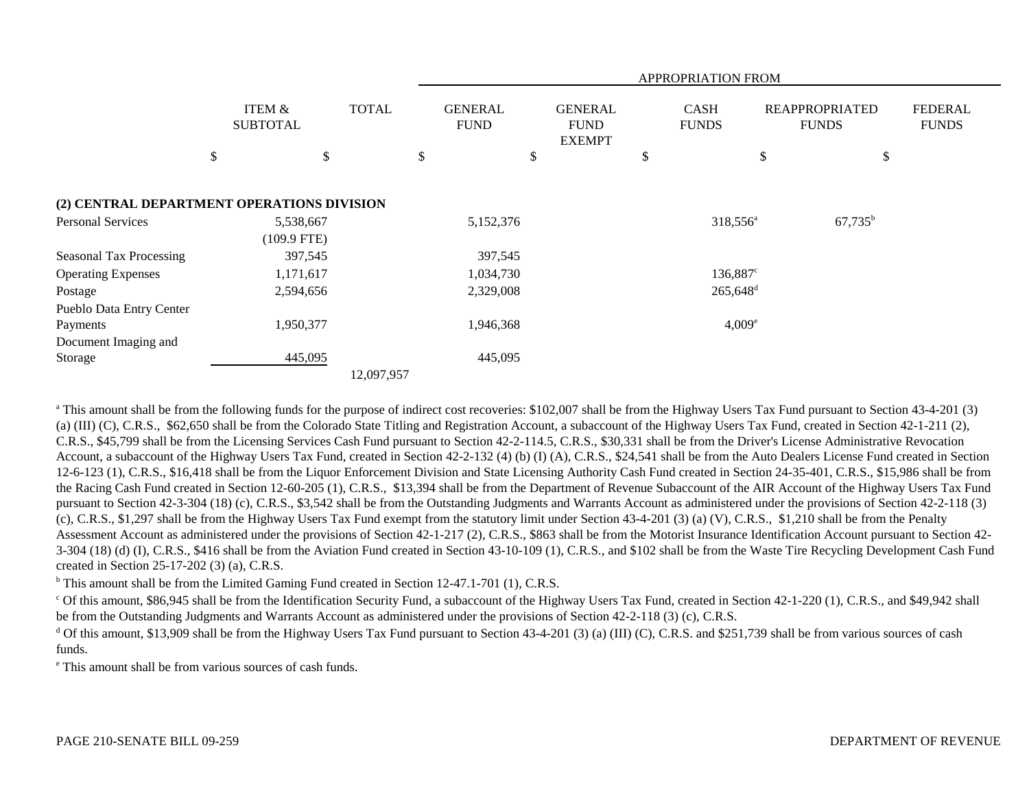| | ITEM & SUBTOTAL | TOTAL | APPROPRIATION FROM GENERAL FUND | GENERAL FUND EXEMPT | CASH FUNDS | REAPPROPRIATED FUNDS | FEDERAL FUNDS |
|---|---|---|---|---|---|---|---|
| | $ | $ | $ | $ | $ | $ | $ |
| **(2) CENTRAL DEPARTMENT OPERATIONS DIVISION** | | | | | | | |
| Personal Services | 5,538,667 | | 5,152,376 | | 318,556[a] | 67,735[b] | |
| | (109.9 FTE) | | | | | | |
| Seasonal Tax Processing | 397,545 | | 397,545 | | | | |
| Operating Expenses | 1,171,617 | | 1,034,730 | | 136,887[c] | | |
| Postage | 2,594,656 | | 2,329,008 | | 265,648[d] | | |
| Pueblo Data Entry Center Payments | 1,950,377 | | 1,946,368 | | 4,009[e] | | |
| Document Imaging and Storage | 445,095 | | 445,095 | | | | |
| | | 12,097,957 | | | | | |

[a] This amount shall be from the following funds for the purpose of indirect cost recoveries: $102,007 shall be from the Highway Users Tax Fund pursuant to Section 43-4-201 (3) (a) (III) (C), C.R.S., $62,650 shall be from the Colorado State Titling and Registration Account, a subaccount of the Highway Users Tax Fund, created in Section 42-1-211 (2), C.R.S., $45,799 shall be from the Licensing Services Cash Fund pursuant to Section 42-2-114.5, C.R.S., $30,331 shall be from the Driver's License Administrative Revocation Account, a subaccount of the Highway Users Tax Fund, created in Section 42-2-132 (4) (b) (I) (A), C.R.S., $24,541 shall be from the Auto Dealers License Fund created in Section 12-6-123 (1), C.R.S., $16,418 shall be from the Liquor Enforcement Division and State Licensing Authority Cash Fund created in Section 24-35-401, C.R.S., $15,986 shall be from the Racing Cash Fund created in Section 12-60-205 (1), C.R.S., $13,394 shall be from the Department of Revenue Subaccount of the AIR Account of the Highway Users Tax Fund pursuant to Section 42-3-304 (18) (c), C.R.S., $3,542 shall be from the Outstanding Judgments and Warrants Account as administered under the provisions of Section 42-2-118 (3) (c), C.R.S., $1,297 shall be from the Highway Users Tax Fund exempt from the statutory limit under Section 43-4-201 (3) (a) (V), C.R.S., $1,210 shall be from the Penalty Assessment Account as administered under the provisions of Section 42-1-217 (2), C.R.S., $863 shall be from the Motorist Insurance Identification Account pursuant to Section 42-3-304 (18) (d) (I), C.R.S., $416 shall be from the Aviation Fund created in Section 43-10-109 (1), C.R.S., and $102 shall be from the Waste Tire Recycling Development Cash Fund created in Section 25-17-202 (3) (a), C.R.S.

[b] This amount shall be from the Limited Gaming Fund created in Section 12-47.1-701 (1), C.R.S.

[c] Of this amount, $86,945 shall be from the Identification Security Fund, a subaccount of the Highway Users Tax Fund, created in Section 42-1-220 (1), C.R.S., and $49,942 shall be from the Outstanding Judgments and Warrants Account as administered under the provisions of Section 42-2-118 (3) (c), C.R.S.

[d] Of this amount, $13,909 shall be from the Highway Users Tax Fund pursuant to Section 43-4-201 (3) (a) (III) (C), C.R.S. and $251,739 shall be from various sources of cash funds.

[e] This amount shall be from various sources of cash funds.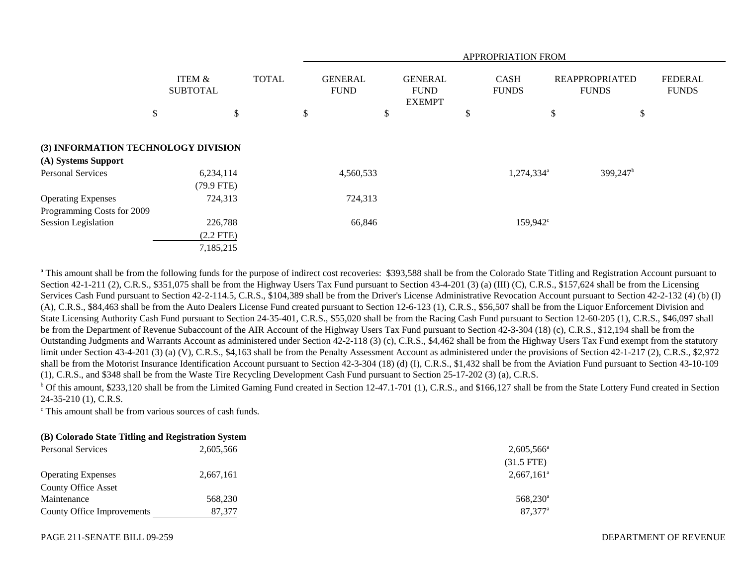| | ITEM & SUBTOTAL | TOTAL | APPROPRIATION FROM GENERAL FUND | GENERAL FUND EXEMPT | CASH FUNDS | REAPPROPRIATED FUNDS | FEDERAL FUNDS |
|---|---|---|---|---|---|---|---|
| | $ | $ | $ | $ | $ | $ | $ |
| **(3) INFORMATION TECHNOLOGY DIVISION** | | | | | | | |
| **(A) Systems Support** | | | | | | | |
| Personal Services | 6,234,114 (79.9 FTE) | | 4,560,533 | | 1,274,334[a] | 399,247[b] | |
| Operating Expenses | 724,313 | | 724,313 | | | | |
| Programming Costs for 2009 Session Legislation | 226,788 (2.2 FTE) | | 66,846 | | 159,942[c] | | |
| | 7,185,215 | | | | | | |

[a] This amount shall be from the following funds for the purpose of indirect cost recoveries: $393,588 shall be from the Colorado State Titling and Registration Account pursuant to Section 42-1-211 (2), C.R.S., $351,075 shall be from the Highway Users Tax Fund pursuant to Section 43-4-201 (3) (a) (III) (C), C.R.S., $157,624 shall be from the Licensing Services Cash Fund pursuant to Section 42-2-114.5, C.R.S., $104,389 shall be from the Driver's License Administrative Revocation Account pursuant to Section 42-2-132 (4) (b) (I) (A), C.R.S., $84,463 shall be from the Auto Dealers License Fund created pursuant to Section 12-6-123 (1), C.R.S., $56,507 shall be from the Liquor Enforcement Division and State Licensing Authority Cash Fund pursuant to Section 24-35-401, C.R.S., $55,020 shall be from the Racing Cash Fund pursuant to Section 12-60-205 (1), C.R.S., $46,097 shall be from the Department of Revenue Subaccount of the AIR Account of the Highway Users Tax Fund pursuant to Section 42-3-304 (18) (c), C.R.S., $12,194 shall be from the Outstanding Judgments and Warrants Account as administered under Section 42-2-118 (3) (c), C.R.S., $4,462 shall be from the Highway Users Tax Fund exempt from the statutory limit under Section 43-4-201 (3) (a) (V), C.R.S., $4,163 shall be from the Penalty Assessment Account as administered under the provisions of Section 42-1-217 (2), C.R.S., $2,972 shall be from the Motorist Insurance Identification Account pursuant to Section 42-3-304 (18) (d) (I), C.R.S., $1,432 shall be from the Aviation Fund pursuant to Section 43-10-109 (1), C.R.S., and $348 shall be from the Waste Tire Recycling Development Cash Fund pursuant to Section 25-17-202 (3) (a), C.R.S.

[b] Of this amount, $233,120 shall be from the Limited Gaming Fund created in Section 12-47.1-701 (1), C.R.S., and $166,127 shall be from the State Lottery Fund created in Section 24-35-210 (1), C.R.S.

[c] This amount shall be from various sources of cash funds.

| | ITEM & SUBTOTAL | TOTAL | GENERAL FUND | GENERAL FUND EXEMPT | CASH FUNDS | REAPPROPRIATED FUNDS | FEDERAL FUNDS |
|---|---|---|---|---|---|---|---|
| **(B) Colorado State Titling and Registration System** | | | | | | | |
| Personal Services | 2,605,566 | | | | 2,605,566[a] (31.5 FTE) | | |
| Operating Expenses | 2,667,161 | | | | 2,667,161[a] | | |
| County Office Asset Maintenance | 568,230 | | | | 568,230[a] | | |
| County Office Improvements | 87,377 | | | | 87,377[a] | | |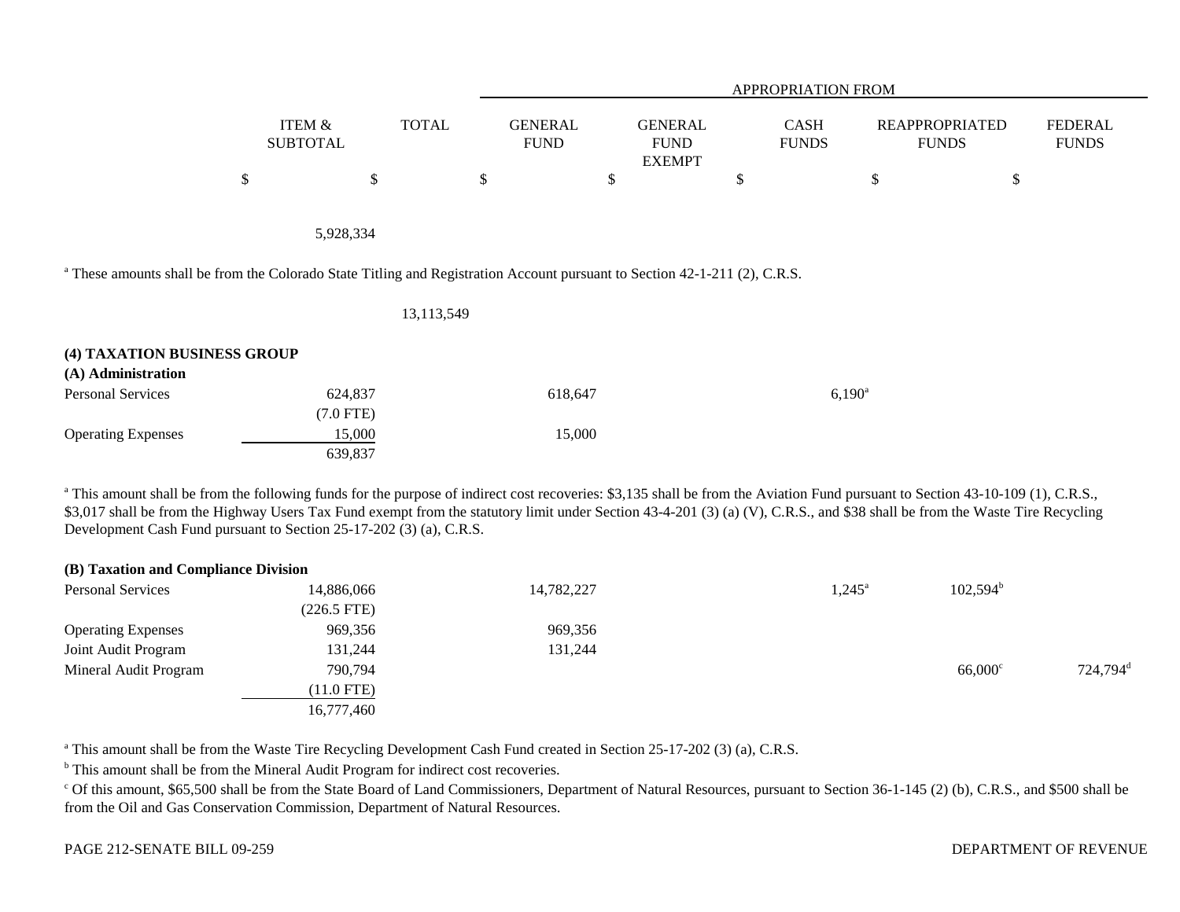| | ITEM & SUBTOTAL | TOTAL | APPROPRIATION FROM GENERAL FUND | GENERAL FUND EXEMPT | CASH FUNDS | REAPPROPRIATED FUNDS | FEDERAL FUNDS |
|---|---|---|---|---|---|---|---|
| | $ | $ | $ | $ | $ | $ | $ |
| | 5,928,334 | | | | | | |

[a] These amounts shall be from the Colorado State Titling and Registration Account pursuant to Section 42-1-211 (2), C.R.S.

| | ITEM & SUBTOTAL | TOTAL | GENERAL FUND | GENERAL FUND EXEMPT | CASH FUNDS | REAPPROPRIATED FUNDS | FEDERAL FUNDS |
|---|---|---|---|---|---|---|---|
| | | 13,113,549 | | | | | |

**(4) TAXATION BUSINESS GROUP**

**(A) Administration**

| | ITEM & SUBTOTAL | TOTAL | GENERAL FUND | GENERAL FUND EXEMPT | CASH FUNDS | REAPPROPRIATED FUNDS | FEDERAL FUNDS |
|---|---|---|---|---|---|---|---|
| Personal Services | 624,837 | | 618,647 | | 6,190[a] | | |
| | (7.0 FTE) | | | | | | |
| Operating Expenses | 15,000 | | 15,000 | | | | |
| | 639,837 | | | | | | |

[a] This amount shall be from the following funds for the purpose of indirect cost recoveries: $3,135 shall be from the Aviation Fund pursuant to Section 43-10-109 (1), C.R.S., $3,017 shall be from the Highway Users Tax Fund exempt from the statutory limit under Section 43-4-201 (3) (a) (V), C.R.S., and $38 shall be from the Waste Tire Recycling Development Cash Fund pursuant to Section 25-17-202 (3) (a), C.R.S.

**(B) Taxation and Compliance Division**

| | ITEM & SUBTOTAL | TOTAL | GENERAL FUND | GENERAL FUND EXEMPT | CASH FUNDS | REAPPROPRIATED FUNDS | FEDERAL FUNDS |
|---|---|---|---|---|---|---|---|
| Personal Services | 14,886,066 | | 14,782,227 | | 1,245[a] | 102,594[b] | |
| | (226.5 FTE) | | | | | | |
| Operating Expenses | 969,356 | | 969,356 | | | | |
| Joint Audit Program | 131,244 | | 131,244 | | | | |
| Mineral Audit Program | 790,794 | | | | | 66,000[c] | 724,794[d] |
| | (11.0 FTE) | | | | | | |
| | 16,777,460 | | | | | | |

[a] This amount shall be from the Waste Tire Recycling Development Cash Fund created in Section 25-17-202 (3) (a), C.R.S.

[b] This amount shall be from the Mineral Audit Program for indirect cost recoveries.

[c] Of this amount, $65,500 shall be from the State Board of Land Commissioners, Department of Natural Resources, pursuant to Section 36-1-145 (2) (b), C.R.S., and $500 shall be from the Oil and Gas Conservation Commission, Department of Natural Resources.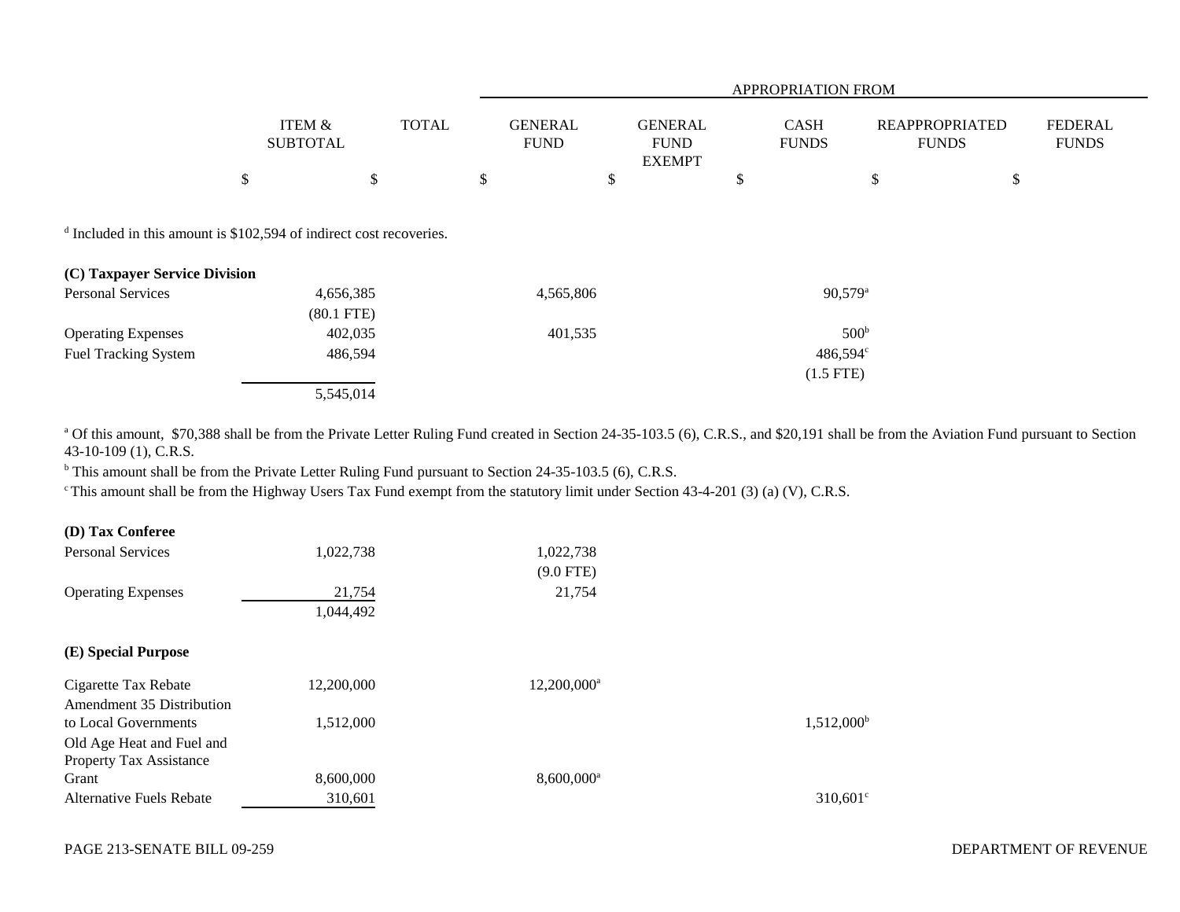| | ITEM & SUBTOTAL | TOTAL | APPROPRIATION FROM | | | | |
|---|---|---|---|---|---|---|---|
| | | | GENERAL FUND | GENERAL FUND EXEMPT | CASH FUNDS | REAPPROPRIATED FUNDS | FEDERAL FUNDS |
| | $ | $ | $ | $ | $ | $ | $ |

[d] Included in this amount is $102,594 of indirect cost recoveries.

| | ITEM & SUBTOTAL | TOTAL | GENERAL FUND | GENERAL FUND EXEMPT | CASH FUNDS | REAPPROPRIATED FUNDS | FEDERAL FUNDS |
|---|---|---|---|---|---|---|---|
| **(C) Taxpayer Service Division** | | | | | | | |
| Personal Services | 4,656,385 | | 4,565,806 | | 90,579[a] | | |
| | (80.1 FTE) | | | | | | |
| Operating Expenses | 402,035 | | 401,535 | | 500[b] | | |
| Fuel Tracking System | 486,594 | | | | 486,594[c] | | |
| | | | | | (1.5 FTE) | | |
| | 5,545,014 | | | | | | |

[a] Of this amount, $70,388 shall be from the Private Letter Ruling Fund created in Section 24-35-103.5 (6), C.R.S., and $20,191 shall be from the Aviation Fund pursuant to Section 43-10-109 (1), C.R.S.
[b] This amount shall be from the Private Letter Ruling Fund pursuant to Section 24-35-103.5 (6), C.R.S.
[c] This amount shall be from the Highway Users Tax Fund exempt from the statutory limit under Section 43-4-201 (3) (a) (V), C.R.S.

| | ITEM & SUBTOTAL | TOTAL | GENERAL FUND | GENERAL FUND EXEMPT | CASH FUNDS | REAPPROPRIATED FUNDS | FEDERAL FUNDS |
|---|---|---|---|---|---|---|---|
| **(D) Tax Conferee** | | | | | | | |
| Personal Services | 1,022,738 | | 1,022,738 | | | | |
| | | | (9.0 FTE) | | | | |
| Operating Expenses | 21,754 | | 21,754 | | | | |
| | 1,044,492 | | | | | | |
| **(E) Special Purpose** | | | | | | | |
| Cigarette Tax Rebate | 12,200,000 | | 12,200,000[a] | | | | |
| Amendment 35 Distribution to Local Governments | 1,512,000 | | | | 1,512,000[b] | | |
| Old Age Heat and Fuel and Property Tax Assistance Grant | 8,600,000 | | 8,600,000[a] | | | | |
| Alternative Fuels Rebate | 310,601 | | | | 310,601[c] | | |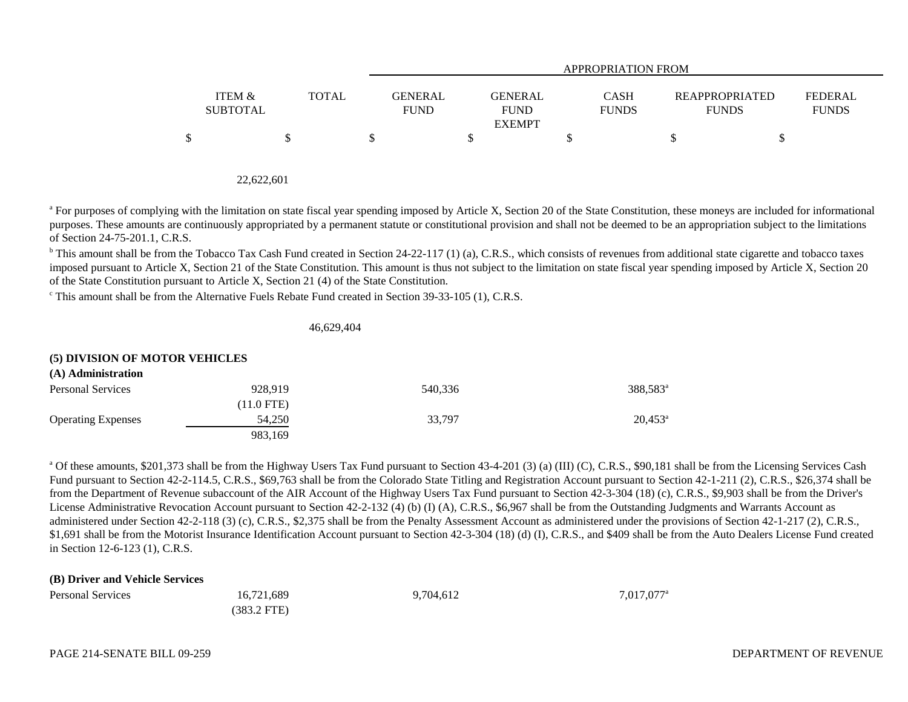| | ITEM & SUBTOTAL | TOTAL | APPROPRIATION FROM GENERAL FUND | GENERAL FUND EXEMPT | CASH FUNDS | REAPPROPRIATED FUNDS | FEDERAL FUNDS |
|---|---|---|---|---|---|---|---|
| | $ | $ | $ | $ | $ | $ | $ |
| | 22,622,601 | | | | | | |

[a] For purposes of complying with the limitation on state fiscal year spending imposed by Article X, Section 20 of the State Constitution, these moneys are included for informational purposes. These amounts are continuously appropriated by a permanent statute or constitutional provision and shall not be deemed to be an appropriation subject to the limitations of Section 24-75-201.1, C.R.S.

[b] This amount shall be from the Tobacco Tax Cash Fund created in Section 24-22-117 (1) (a), C.R.S., which consists of revenues from additional state cigarette and tobacco taxes imposed pursuant to Article X, Section 21 of the State Constitution. This amount is thus not subject to the limitation on state fiscal year spending imposed by Article X, Section 20 of the State Constitution pursuant to Article X, Section 21 (4) of the State Constitution.

[c] This amount shall be from the Alternative Fuels Rebate Fund created in Section 39-33-105 (1), C.R.S.

| | ITEM & SUBTOTAL | TOTAL | GENERAL FUND | GENERAL FUND EXEMPT | CASH FUNDS | REAPPROPRIATED FUNDS | FEDERAL FUNDS |
|---|---|---|---|---|---|---|---|
| | | 46,629,404 | | | | | |

**(5) DIVISION OF MOTOR VEHICLES**

**(A) Administration**

| | ITEM & SUBTOTAL | TOTAL | GENERAL FUND | GENERAL FUND EXEMPT | CASH FUNDS | REAPPROPRIATED FUNDS | FEDERAL FUNDS |
|---|---|---|---|---|---|---|---|
| Personal Services | 928,919 | | 540,336 | | 388,583[a] | | |
| | (11.0 FTE) | | | | | | |
| Operating Expenses | 54,250 | | 33,797 | | 20,453[a] | | |
| | 983,169 | | | | | | |

[a] Of these amounts, $201,373 shall be from the Highway Users Tax Fund pursuant to Section 43-4-201 (3) (a) (III) (C), C.R.S., $90,181 shall be from the Licensing Services Cash Fund pursuant to Section 42-2-114.5, C.R.S., $69,763 shall be from the Colorado State Titling and Registration Account pursuant to Section 42-1-211 (2), C.R.S., $26,374 shall be from the Department of Revenue subaccount of the AIR Account of the Highway Users Tax Fund pursuant to Section 42-3-304 (18) (c), C.R.S., $9,903 shall be from the Driver's License Administrative Revocation Account pursuant to Section 42-2-132 (4) (b) (I) (A), C.R.S., $6,967 shall be from the Outstanding Judgments and Warrants Account as administered under Section 42-2-118 (3) (c), C.R.S., $2,375 shall be from the Penalty Assessment Account as administered under the provisions of Section 42-1-217 (2), C.R.S., $1,691 shall be from the Motorist Insurance Identification Account pursuant to Section 42-3-304 (18) (d) (I), C.R.S., and $409 shall be from the Auto Dealers License Fund created in Section 12-6-123 (1), C.R.S.

**(B) Driver and Vehicle Services**

| | ITEM & SUBTOTAL | TOTAL | GENERAL FUND | GENERAL FUND EXEMPT | CASH FUNDS | REAPPROPRIATED FUNDS | FEDERAL FUNDS |
|---|---|---|---|---|---|---|---|
| Personal Services | 16,721,689 | | 9,704,612 | | 7,017,077[a] | | |
| | (383.2 FTE) | | | | | | |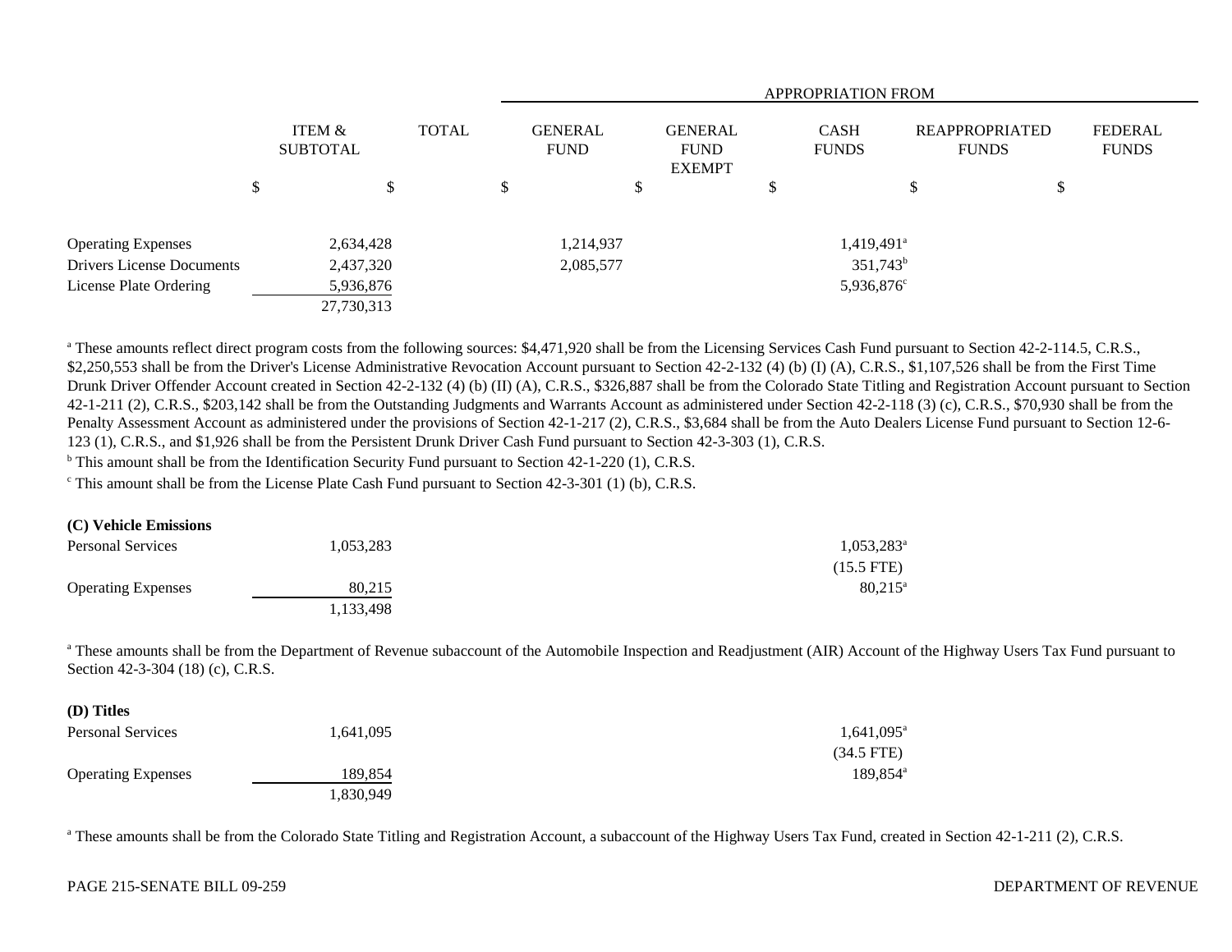| | ITEM & SUBTOTAL | TOTAL | GENERAL FUND | GENERAL FUND EXEMPT | CASH FUNDS | REAPPROPRIATED FUNDS | FEDERAL FUNDS |
|---|---|---|---|---|---|---|---|
| | | | APPROPRIATION FROM | | | | |
| | $ | $ | $ | $ | $ | $ | $ |
| Operating Expenses | 2,634,428 | | 1,214,937 | | 1,419,491[a] | | |
| Drivers License Documents | 2,437,320 | | 2,085,577 | | 351,743[b] | | |
| License Plate Ordering | 5,936,876 | | | | 5,936,876[c] | | |
| | 27,730,313 | | | | | | |

[a] These amounts reflect direct program costs from the following sources: $4,471,920 shall be from the Licensing Services Cash Fund pursuant to Section 42-2-114.5, C.R.S., $2,250,553 shall be from the Driver's License Administrative Revocation Account pursuant to Section 42-2-132 (4) (b) (I) (A), C.R.S., $1,107,526 shall be from the First Time Drunk Driver Offender Account created in Section 42-2-132 (4) (b) (II) (A), C.R.S., $326,887 shall be from the Colorado State Titling and Registration Account pursuant to Section 42-1-211 (2), C.R.S., $203,142 shall be from the Outstanding Judgments and Warrants Account as administered under Section 42-2-118 (3) (c), C.R.S., $70,930 shall be from the Penalty Assessment Account as administered under the provisions of Section 42-1-217 (2), C.R.S., $3,684 shall be from the Auto Dealers License Fund pursuant to Section 12-6-123 (1), C.R.S., and $1,926 shall be from the Persistent Drunk Driver Cash Fund pursuant to Section 42-3-303 (1), C.R.S.

[b] This amount shall be from the Identification Security Fund pursuant to Section 42-1-220 (1), C.R.S.

[c] This amount shall be from the License Plate Cash Fund pursuant to Section 42-3-301 (1) (b), C.R.S.

**(C) Vehicle Emissions**

| | ITEM & SUBTOTAL | TOTAL | GENERAL FUND | GENERAL FUND EXEMPT | CASH FUNDS | REAPPROPRIATED FUNDS | FEDERAL FUNDS |
|---|---|---|---|---|---|---|---|
| Personal Services | 1,053,283 | | | | 1,053,283[a] | | |
| | | | | | (15.5 FTE) | | |
| Operating Expenses | 80,215 | | | | 80,215[a] | | |
| | 1,133,498 | | | | | | |

[a] These amounts shall be from the Department of Revenue subaccount of the Automobile Inspection and Readjustment (AIR) Account of the Highway Users Tax Fund pursuant to Section 42-3-304 (18) (c), C.R.S.

**(D) Titles**

| | ITEM & SUBTOTAL | TOTAL | GENERAL FUND | GENERAL FUND EXEMPT | CASH FUNDS | REAPPROPRIATED FUNDS | FEDERAL FUNDS |
|---|---|---|---|---|---|---|---|
| Personal Services | 1,641,095 | | | | 1,641,095[a] | | |
| | | | | | (34.5 FTE) | | |
| Operating Expenses | 189,854 | | | | 189,854[a] | | |
| | 1,830,949 | | | | | | |

[a] These amounts shall be from the Colorado State Titling and Registration Account, a subaccount of the Highway Users Tax Fund, created in Section 42-1-211 (2), C.R.S.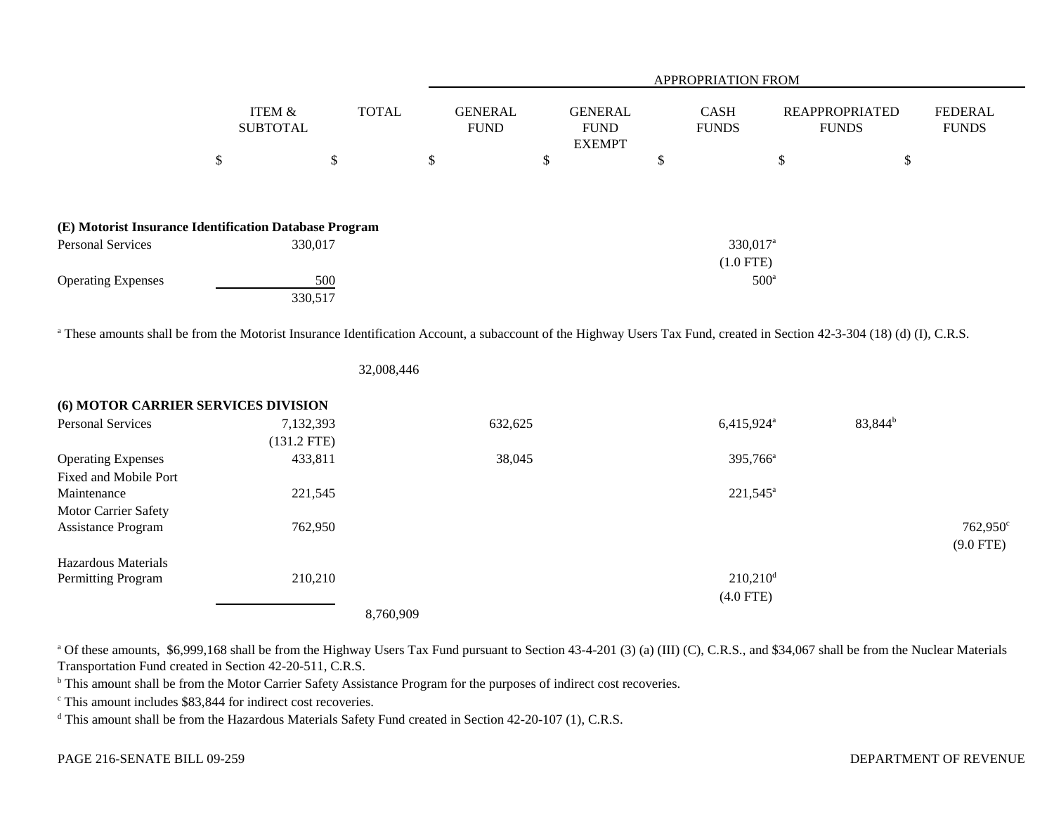| | ITEM & SUBTOTAL | TOTAL | GENERAL FUND | GENERAL FUND EXEMPT | CASH FUNDS | REAPPROPRIATED FUNDS | FEDERAL FUNDS |
|---|---|---|---|---|---|---|---|
| | | | APPROPRIATION FROM | | | | |
| | $ | $ | $ | $ | $ | $ | $ |
| **(E) Motorist Insurance Identification Database Program** | | | | | | | |
| Personal Services | 330,017 | | | | 330,017[a] (1.0 FTE) | | |
| Operating Expenses | 500 | | | | 500[a] | | |
| | 330,517 | | | | | | |

[a] These amounts shall be from the Motorist Insurance Identification Account, a subaccount of the Highway Users Tax Fund, created in Section 42-3-304 (18) (d) (I), C.R.S.

| | ITEM & SUBTOTAL | TOTAL | GENERAL FUND | GENERAL FUND EXEMPT | CASH FUNDS | REAPPROPRIATED FUNDS | FEDERAL FUNDS |
|---|---|---|---|---|---|---|---|
| | | 32,008,446 | | | | | |
| **(6) MOTOR CARRIER SERVICES DIVISION** | | | | | | | |
| Personal Services | 7,132,393 (131.2 FTE) | | 632,625 | | 6,415,924[a] | 83,844[b] | |
| Operating Expenses | 433,811 | | 38,045 | | 395,766[a] | | |
| Fixed and Mobile Port Maintenance | 221,545 | | | | 221,545[a] | | |
| Motor Carrier Safety Assistance Program | 762,950 | | | | | | 762,950[c] (9.0 FTE) |
| Hazardous Materials Permitting Program | 210,210 | | | | 210,210[d] (4.0 FTE) | | |
| | | 8,760,909 | | | | | |

[a] Of these amounts, $6,999,168 shall be from the Highway Users Tax Fund pursuant to Section 43-4-201 (3) (a) (III) (C), C.R.S., and $34,067 shall be from the Nuclear Materials Transportation Fund created in Section 42-20-511, C.R.S.

[b] This amount shall be from the Motor Carrier Safety Assistance Program for the purposes of indirect cost recoveries.

[c] This amount includes $83,844 for indirect cost recoveries.

[d] This amount shall be from the Hazardous Materials Safety Fund created in Section 42-20-107 (1), C.R.S.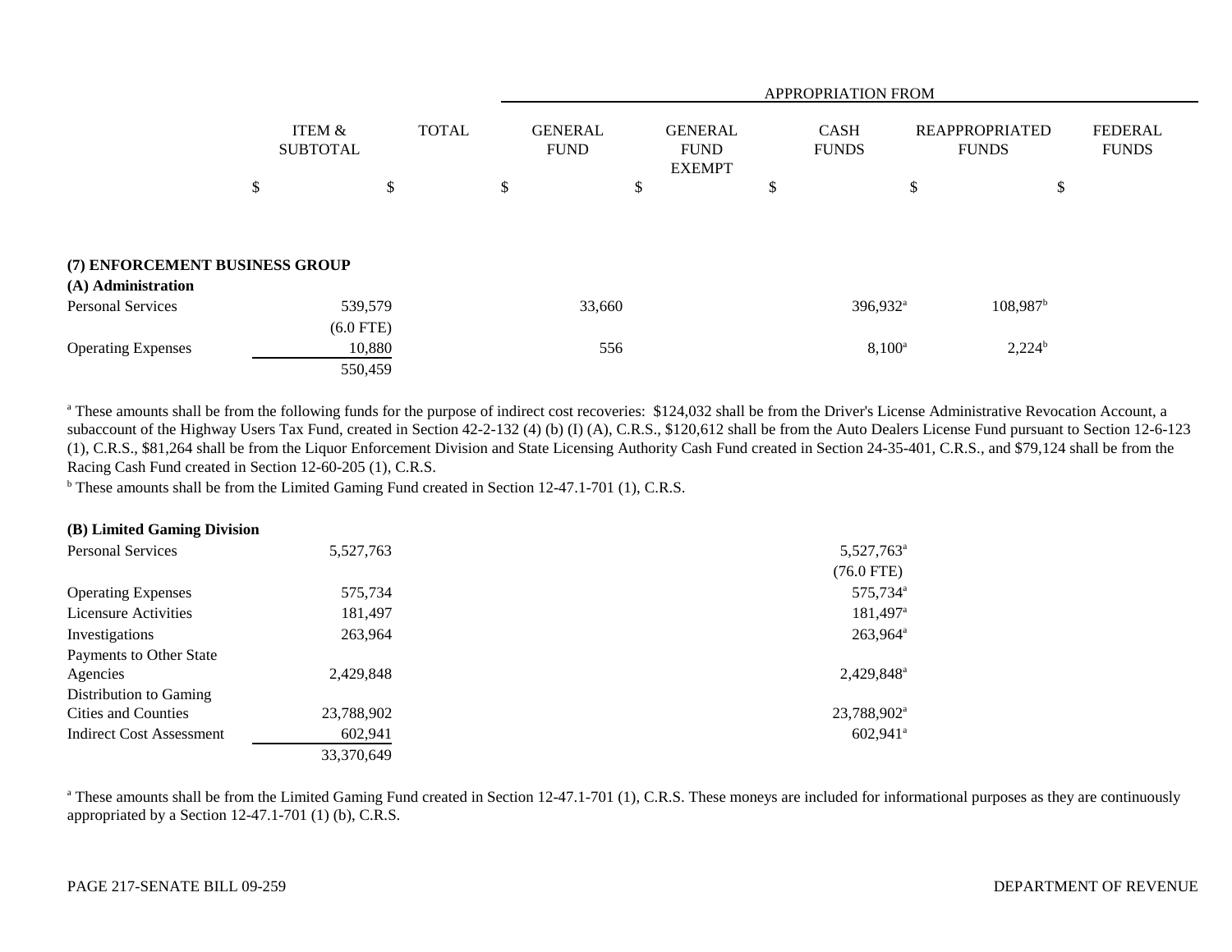| | ITEM & SUBTOTAL | TOTAL | APPROPRIATION FROM GENERAL FUND | GENERAL FUND EXEMPT | CASH FUNDS | REAPPROPRIATED FUNDS | FEDERAL FUNDS |
|---|---|---|---|---|---|---|---|
| | $ | $ | $ | $ | $ | $ | $ |
| **(7) ENFORCEMENT BUSINESS GROUP** | | | | | | | |
| **(A) Administration** | | | | | | | |
| Personal Services | 539,579 | | 33,660 | | 396,932[a] | 108,987[b] | |
| | (6.0 FTE) | | | | | | |
| Operating Expenses | 10,880 | | 556 | | 8,100[a] | 2,224[b] | |
| | 550,459 | | | | | | |

[a] These amounts shall be from the following funds for the purpose of indirect cost recoveries: $124,032 shall be from the Driver's License Administrative Revocation Account, a subaccount of the Highway Users Tax Fund, created in Section 42-2-132 (4) (b) (I) (A), C.R.S., $120,612 shall be from the Auto Dealers License Fund pursuant to Section 12-6-123 (1), C.R.S., $81,264 shall be from the Liquor Enforcement Division and State Licensing Authority Cash Fund created in Section 24-35-401, C.R.S., and $79,124 shall be from the Racing Cash Fund created in Section 12-60-205 (1), C.R.S.

[b] These amounts shall be from the Limited Gaming Fund created in Section 12-47.1-701 (1), C.R.S.

| | ITEM & SUBTOTAL | TOTAL | GENERAL FUND | GENERAL FUND EXEMPT | CASH FUNDS | REAPPROPRIATED FUNDS | FEDERAL FUNDS |
|---|---|---|---|---|---|---|---|
| **(B) Limited Gaming Division** | | | | | | | |
| Personal Services | 5,527,763 | | | | 5,527,763[a] | | |
| | | | | | (76.0 FTE) | | |
| Operating Expenses | 575,734 | | | | 575,734[a] | | |
| Licensure Activities | 181,497 | | | | 181,497[a] | | |
| Investigations | 263,964 | | | | 263,964[a] | | |
| Payments to Other State Agencies | 2,429,848 | | | | 2,429,848[a] | | |
| Distribution to Gaming Cities and Counties | 23,788,902 | | | | 23,788,902[a] | | |
| Indirect Cost Assessment | 602,941 | | | | 602,941[a] | | |
| | 33,370,649 | | | | | | |

[a] These amounts shall be from the Limited Gaming Fund created in Section 12-47.1-701 (1), C.R.S. These moneys are included for informational purposes as they are continuously appropriated by a Section 12-47.1-701 (1) (b), C.R.S.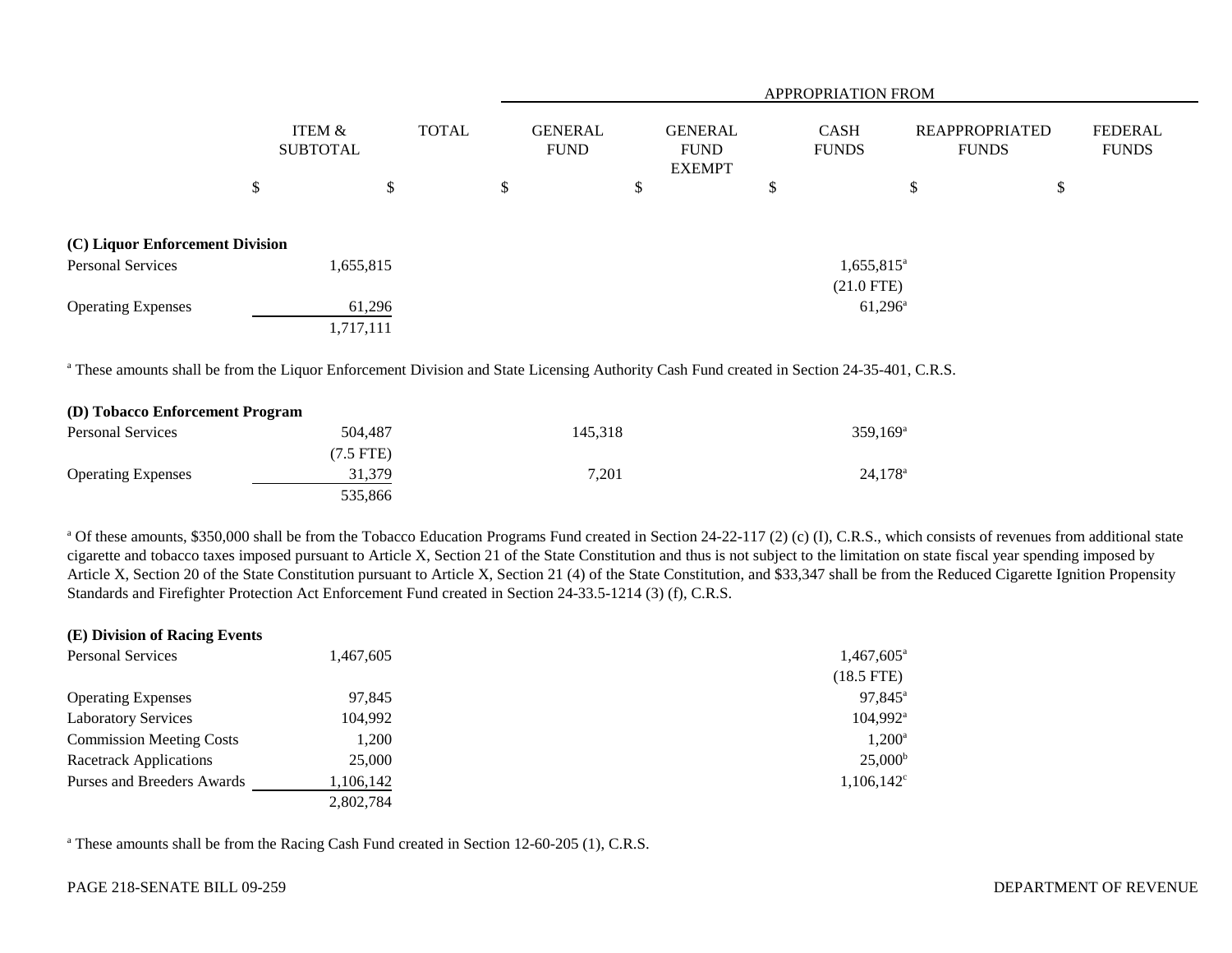| | ITEM & SUBTOTAL | TOTAL | GENERAL FUND | GENERAL FUND EXEMPT | CASH FUNDS | REAPPROPRIATED FUNDS | FEDERAL FUNDS |
|---|---|---|---|---|---|---|---|
| | | | APPROPRIATION FROM | | | | |
| | $ | $ | $ | $ | $ | $ | $ |
| **(C) Liquor Enforcement Division** | | | | | | | |
| Personal Services | 1,655,815 | | | | 1,655,815[a] (21.0 FTE) | | |
| Operating Expenses | 61,296 | | | | 61,296[a] | | |
| | 1,717,111 | | | | | | |

[a] These amounts shall be from the Liquor Enforcement Division and State Licensing Authority Cash Fund created in Section 24-35-401, C.R.S.

| | ITEM & SUBTOTAL | TOTAL | GENERAL FUND | GENERAL FUND EXEMPT | CASH FUNDS | REAPPROPRIATED FUNDS | FEDERAL FUNDS |
|---|---|---|---|---|---|---|---|
| **(D) Tobacco Enforcement Program** | | | | | | | |
| Personal Services | 504,487 (7.5 FTE) | | 145,318 | | 359,169[a] | | |
| Operating Expenses | 31,379 | | 7,201 | | 24,178[a] | | |
| | 535,866 | | | | | | |

[a] Of these amounts, $350,000 shall be from the Tobacco Education Programs Fund created in Section 24-22-117 (2) (c) (I), C.R.S., which consists of revenues from additional state cigarette and tobacco taxes imposed pursuant to Article X, Section 21 of the State Constitution and thus is not subject to the limitation on state fiscal year spending imposed by Article X, Section 20 of the State Constitution pursuant to Article X, Section 21 (4) of the State Constitution, and $33,347 shall be from the Reduced Cigarette Ignition Propensity Standards and Firefighter Protection Act Enforcement Fund created in Section 24-33.5-1214 (3) (f), C.R.S.

| | ITEM & SUBTOTAL | TOTAL | GENERAL FUND | GENERAL FUND EXEMPT | CASH FUNDS | REAPPROPRIATED FUNDS | FEDERAL FUNDS |
|---|---|---|---|---|---|---|---|
| **(E) Division of Racing Events** | | | | | | | |
| Personal Services | 1,467,605 | | | | 1,467,605[a] (18.5 FTE) | | |
| Operating Expenses | 97,845 | | | | 97,845[a] | | |
| Laboratory Services | 104,992 | | | | 104,992[a] | | |
| Commission Meeting Costs | 1,200 | | | | 1,200[a] | | |
| Racetrack Applications | 25,000 | | | | 25,000[b] | | |
| Purses and Breeders Awards | 1,106,142 | | | | 1,106,142[c] | | |
| | 2,802,784 | | | | | | |

[a] These amounts shall be from the Racing Cash Fund created in Section 12-60-205 (1), C.R.S.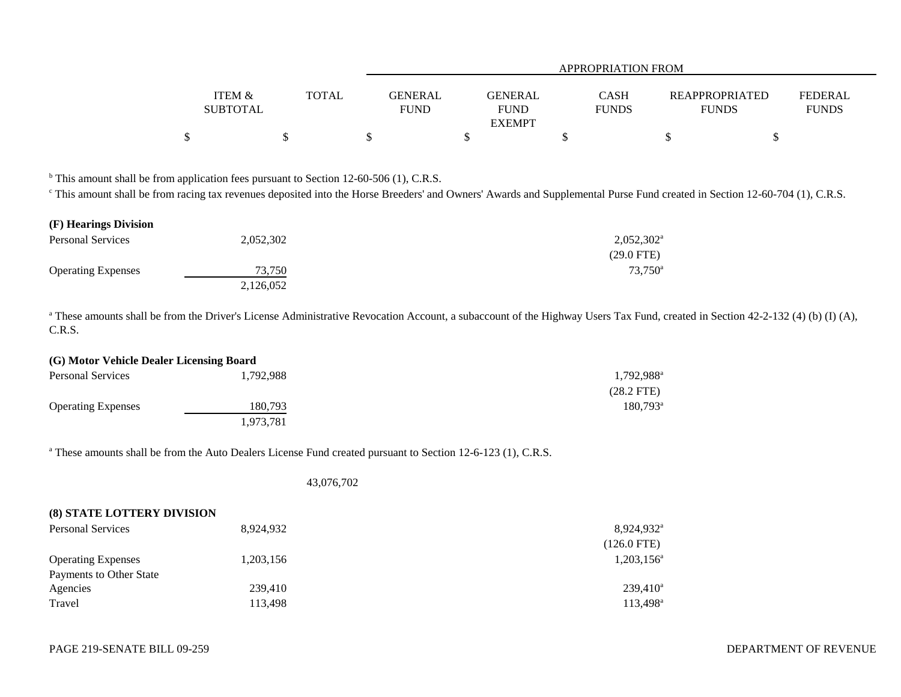| | ITEM & SUBTOTAL | TOTAL | APPROPRIATION FROM GENERAL FUND | GENERAL FUND EXEMPT | CASH FUNDS | REAPPROPRIATED FUNDS | FEDERAL FUNDS |
|---|---|---|---|---|---|---|---|
| | $ | $ | $ | $ | $ | $ | $ |

[b] This amount shall be from application fees pursuant to Section 12-60-506 (1), C.R.S.

[c] This amount shall be from racing tax revenues deposited into the Horse Breeders' and Owners' Awards and Supplemental Purse Fund created in Section 12-60-704 (1), C.R.S.

| | ITEM & SUBTOTAL | TOTAL | GENERAL FUND | GENERAL FUND EXEMPT | CASH FUNDS | REAPPROPRIATED FUNDS | FEDERAL FUNDS |
|---|---|---|---|---|---|---|---|
| **(F) Hearings Division** | | | | | | | |
| Personal Services | 2,052,302 | | | | 2,052,302[a] (29.0 FTE) | | |
| Operating Expenses | 73,750 | | | | 73,750[a] | | |
| | 2,126,052 | | | | | | |

[a] These amounts shall be from the Driver's License Administrative Revocation Account, a subaccount of the Highway Users Tax Fund, created in Section 42-2-132 (4) (b) (I) (A), C.R.S.

| | ITEM & SUBTOTAL | TOTAL | GENERAL FUND | GENERAL FUND EXEMPT | CASH FUNDS | REAPPROPRIATED FUNDS | FEDERAL FUNDS |
|---|---|---|---|---|---|---|---|
| **(G) Motor Vehicle Dealer Licensing Board** | | | | | | | |
| Personal Services | 1,792,988 | | | | 1,792,988[a] (28.2 FTE) | | |
| Operating Expenses | 180,793 | | | | 180,793[a] | | |
| | 1,973,781 | | | | | | |

[a] These amounts shall be from the Auto Dealers License Fund created pursuant to Section 12-6-123 (1), C.R.S.

| | ITEM & SUBTOTAL | TOTAL | GENERAL FUND | GENERAL FUND EXEMPT | CASH FUNDS | REAPPROPRIATED FUNDS | FEDERAL FUNDS |
|---|---|---|---|---|---|---|---|
| | | 43,076,702 | | | | | |

| | ITEM & SUBTOTAL | TOTAL | GENERAL FUND | GENERAL FUND EXEMPT | CASH FUNDS | REAPPROPRIATED FUNDS | FEDERAL FUNDS |
|---|---|---|---|---|---|---|---|
| **(8) STATE LOTTERY DIVISION** | | | | | | | |
| Personal Services | 8,924,932 | | | | 8,924,932[a] (126.0 FTE) | | |
| Operating Expenses | 1,203,156 | | | | 1,203,156[a] | | |
| Payments to Other State Agencies | 239,410 | | | | 239,410[a] | | |
| Travel | 113,498 | | | | 113,498[a] | | |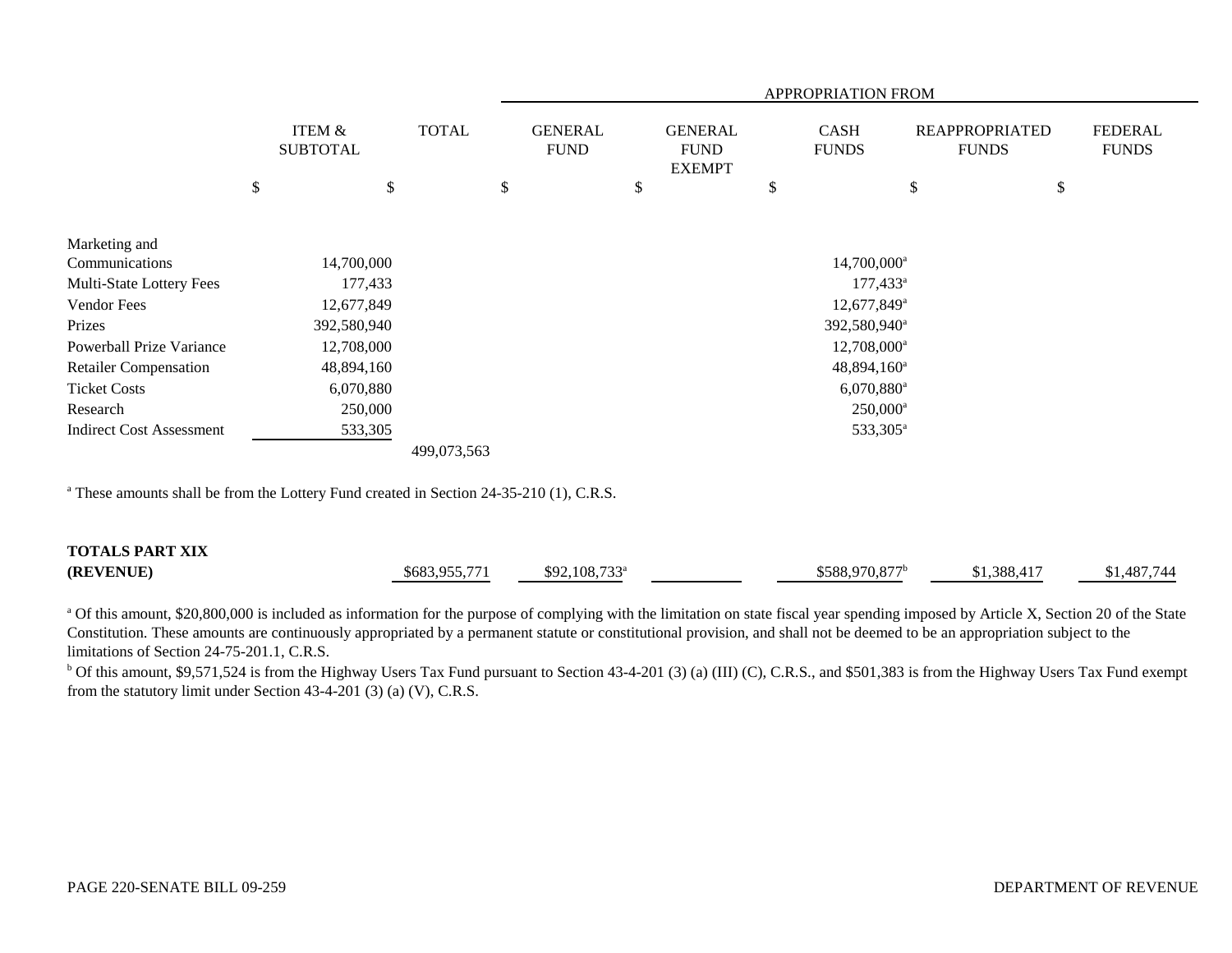| | ITEM & SUBTOTAL | TOTAL | APPROPRIATION FROM GENERAL FUND | GENERAL FUND EXEMPT | CASH FUNDS | REAPPROPRIATED FUNDS | FEDERAL FUNDS |
|---|---|---|---|---|---|---|---|
| | $ | $ | $ | $ | $ | $ | $ |
| Marketing and Communications | 14,700,000 | | | | 14,700,000[a] | | |
| Multi-State Lottery Fees | 177,433 | | | | 177,433[a] | | |
| Vendor Fees | 12,677,849 | | | | 12,677,849[a] | | |
| Prizes | 392,580,940 | | | | 392,580,940[a] | | |
| Powerball Prize Variance | 12,708,000 | | | | 12,708,000[a] | | |
| Retailer Compensation | 48,894,160 | | | | 48,894,160[a] | | |
| Ticket Costs | 6,070,880 | | | | 6,070,880[a] | | |
| Research | 250,000 | | | | 250,000[a] | | |
| Indirect Cost Assessment | 533,305 | | | | 533,305[a] | | |
| | | 499,073,563 | | | | | |

[a] These amounts shall be from the Lottery Fund created in Section 24-35-210 (1), C.R.S.

| | | TOTAL | GENERAL FUND | GENERAL FUND EXEMPT | CASH FUNDS | REAPPROPRIATED FUNDS | FEDERAL FUNDS |
|---|---|---|---|---|---|---|---|
| **TOTALS PART XIX (REVENUE)** | | $683,955,771 | $92,108,733[a] | | $588,970,877[b] | $1,388,417 | $1,487,744 |

[a] Of this amount, $20,800,000 is included as information for the purpose of complying with the limitation on state fiscal year spending imposed by Article X, Section 20 of the State Constitution. These amounts are continuously appropriated by a permanent statute or constitutional provision, and shall not be deemed to be an appropriation subject to the limitations of Section 24-75-201.1, C.R.S.

[b] Of this amount, $9,571,524 is from the Highway Users Tax Fund pursuant to Section 43-4-201 (3) (a) (III) (C), C.R.S., and $501,383 is from the Highway Users Tax Fund exempt from the statutory limit under Section 43-4-201 (3) (a) (V), C.R.S.